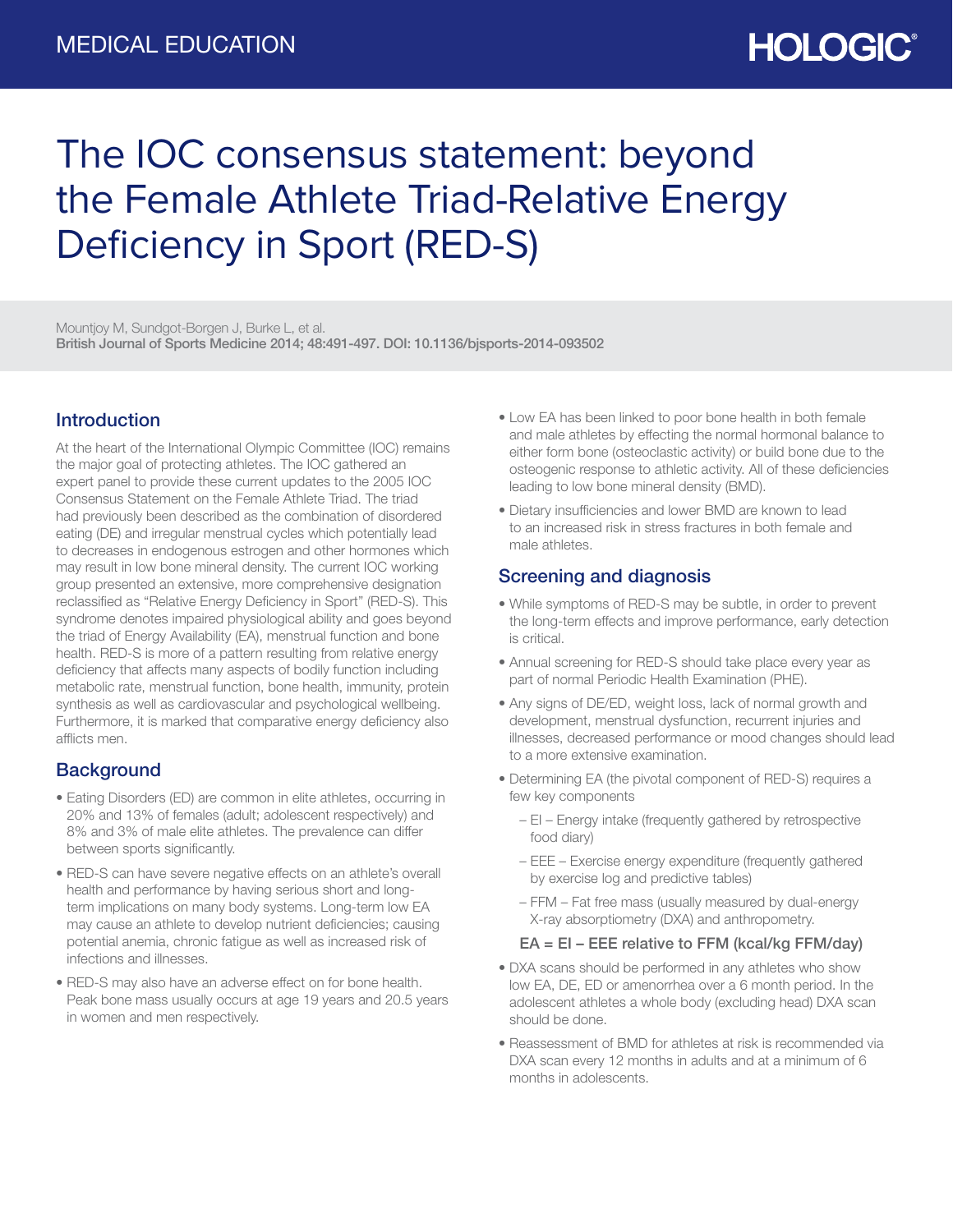MEDICAL EDUCATION

HOLOGIC

# The IOC consensus statement: beyond the Female Athlete Triad-Relative Energy Deficiency in Sport (RED-S)

Mountjoy M, Sundgot-Borgen J, Burke L, et al.
**British Journal of Sports Medicine 2014; 48:491-497. DOI: 10.1136/bjsports-2014-093502**

## Introduction

At the heart of the International Olympic Committee (IOC) remains the major goal of protecting athletes. The IOC gathered an expert panel to provide these current updates to the 2005 IOC Consensus Statement on the Female Athlete Triad. The triad had previously been described as the combination of disordered eating (DE) and irregular menstrual cycles which potentially lead to decreases in endogenous estrogen and other hormones which may result in low bone mineral density. The current IOC working group presented an extensive, more comprehensive designation reclassified as "Relative Energy Deficiency in Sport" (RED-S). This syndrome denotes impaired physiological ability and goes beyond the triad of Energy Availability (EA), menstrual function and bone health. RED-S is more of a pattern resulting from relative energy deficiency that affects many aspects of bodily function including metabolic rate, menstrual function, bone health, immunity, protein synthesis as well as cardiovascular and psychological wellbeing. Furthermore, it is marked that comparative energy deficiency also afflicts men.

## Background

- Eating Disorders (ED) are common in elite athletes, occurring in 20% and 13% of females (adult; adolescent respectively) and 8% and 3% of male elite athletes. The prevalence can differ between sports significantly.
- RED-S can have severe negative effects on an athlete's overall health and performance by having serious short and long-term implications on many body systems. Long-term low EA may cause an athlete to develop nutrient deficiencies; causing potential anemia, chronic fatigue as well as increased risk of infections and illnesses.
- RED-S may also have an adverse effect on for bone health. Peak bone mass usually occurs at age 19 years and 20.5 years in women and men respectively.
- Low EA has been linked to poor bone health in both female and male athletes by effecting the normal hormonal balance to either form bone (osteoclastic activity) or build bone due to the osteogenic response to athletic activity. All of these deficiencies leading to low bone mineral density (BMD).
- Dietary insufficiencies and lower BMD are known to lead to an increased risk in stress fractures in both female and male athletes.

## Screening and diagnosis

- While symptoms of RED-S may be subtle, in order to prevent the long-term effects and improve performance, early detection is critical.
- Annual screening for RED-S should take place every year as part of normal Periodic Health Examination (PHE).
- Any signs of DE/ED, weight loss, lack of normal growth and development, menstrual dysfunction, recurrent injuries and illnesses, decreased performance or mood changes should lead to a more extensive examination.
- Determining EA (the pivotal component of RED-S) requires a few key components
  - EI – Energy intake (frequently gathered by retrospective food diary)
  - EEE – Exercise energy expenditure (frequently gathered by exercise log and predictive tables)
  - FFM – Fat free mass (usually measured by dual-energy X-ray absorptiometry (DXA) and anthropometry.

  **EA = EI – EEE relative to FFM (kcal/kg FFM/day)**
- DXA scans should be performed in any athletes who show low EA, DE, ED or amenorrhea over a 6 month period. In the adolescent athletes a whole body (excluding head) DXA scan should be done.
- Reassessment of BMD for athletes at risk is recommended via DXA scan every 12 months in adults and at a minimum of 6 months in adolescents.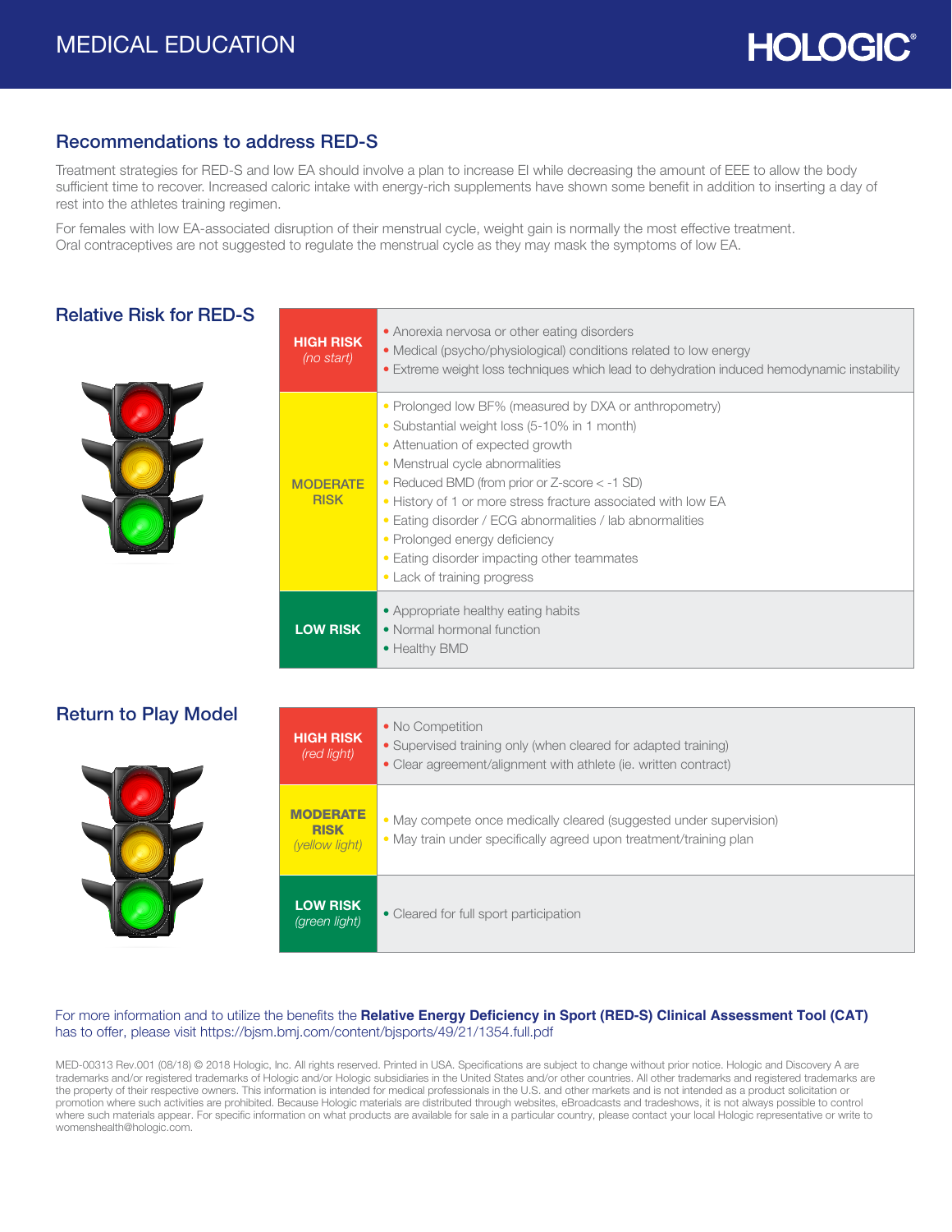## Recommendations to address RED-S

Treatment strategies for RED-S and low EA should involve a plan to increase EI while decreasing the amount of EEE to allow the body sufficient time to recover. Increased caloric intake with energy-rich supplements have shown some benefit in addition to inserting a day of rest into the athletes training regimen.

For females with low EA-associated disruption of their menstrual cycle, weight gain is normally the most effective treatment. Oral contraceptives are not suggested to regulate the menstrual cycle as they may mask the symptoms of low EA.

## Relative Risk for RED-S

| | |
|---|---|
| **HIGH RISK** *(no start)* | • Anorexia nervosa or other eating disorders<br>• Medical (psycho/physiological) conditions related to low energy<br>• Extreme weight loss techniques which lead to dehydration induced hemodynamic instability |
| **MODERATE RISK** | • Prolonged low BF% (measured by DXA or anthropometry)<br>• Substantial weight loss (5-10% in 1 month)<br>• Attenuation of expected growth<br>• Menstrual cycle abnormalities<br>• Reduced BMD (from prior or Z-score < -1 SD)<br>• History of 1 or more stress fracture associated with low EA<br>• Eating disorder / ECG abnormalities / lab abnormalities<br>• Prolonged energy deficiency<br>• Eating disorder impacting other teammates<br>• Lack of training progress |
| **LOW RISK** | • Appropriate healthy eating habits<br>• Normal hormonal function<br>• Healthy BMD |

## Return to Play Model

| | |
|---|---|
| **HIGH RISK** *(red light)* | • No Competition<br>• Supervised training only (when cleared for adapted training)<br>• Clear agreement/alignment with athlete (ie. written contract) |
| **MODERATE RISK** *(yellow light)* | • May compete once medically cleared (suggested under supervision)<br>• May train under specifically agreed upon treatment/training plan |
| **LOW RISK** *(green light)* | • Cleared for full sport participation |

For more information and to utilize the benefits the **Relative Energy Deficiency in Sport (RED-S) Clinical Assessment Tool (CAT)** has to offer, please visit https://bjsm.bmj.com/content/bjsports/49/21/1354.full.pdf

MED-00313 Rev.001 (08/18) © 2018 Hologic, Inc. All rights reserved. Printed in USA. Specifications are subject to change without prior notice. Hologic and Discovery A are trademarks and/or registered trademarks of Hologic and/or Hologic subsidiaries in the United States and/or other countries. All other trademarks and registered trademarks are the property of their respective owners. This information is intended for medical professionals in the U.S. and other markets and is not intended as a product solicitation or promotion where such activities are prohibited. Because Hologic materials are distributed through websites, eBroadcasts and tradeshows, it is not always possible to control where such materials appear. For specific information on what products are available for sale in a particular country, please contact your local Hologic representative or write to womenshealth@hologic.com.